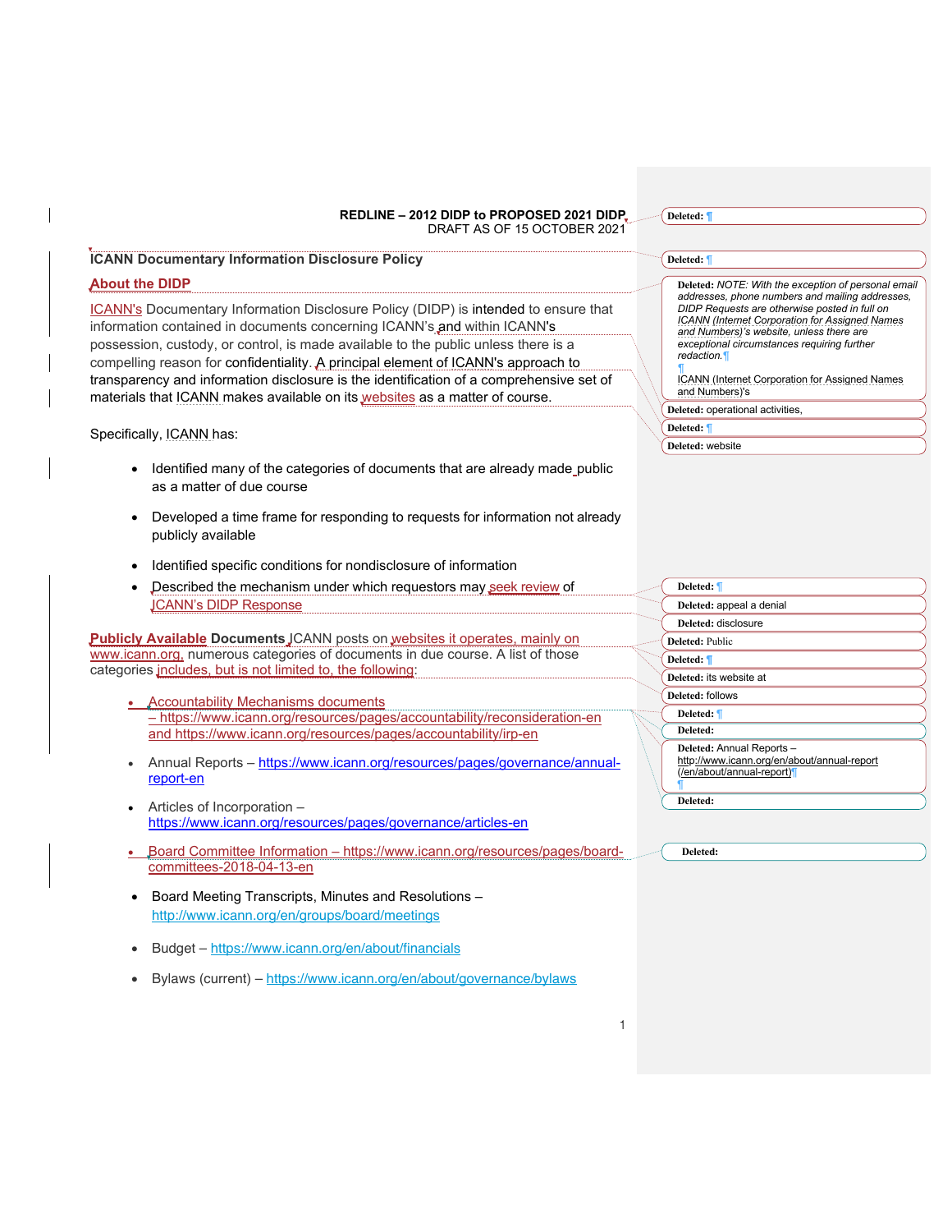**REDLINE – 2012 DIDP to PROPOSED 2021 DIDP**
DRAFT AS OF 15 OCTOBER 2021

# ICANN Documentary Information Disclosure Policy

## About the DIDP

ICANN's Documentary Information Disclosure Policy (DIDP) is intended to ensure that information contained in documents concerning ICANN's and within ICANN's possession, custody, or control, is made available to the public unless there is a compelling reason for confidentiality. A principal element of ICANN's approach to transparency and information disclosure is the identification of a comprehensive set of materials that ICANN makes available on its websites as a matter of course.

Specifically, ICANN has:

- Identified many of the categories of documents that are already made public as a matter of due course
- Developed a time frame for responding to requests for information not already publicly available
- Identified specific conditions for nondisclosure of information
- Described the mechanism under which requestors may seek review of ICANN's DIDP Response

**Publicly Available Documents** ICANN posts on websites it operates, mainly on www.icann.org, numerous categories of documents in due course. A list of those categories includes, but is not limited to, the following:

- Accountability Mechanisms documents – https://www.icann.org/resources/pages/accountability/reconsideration-en and https://www.icann.org/resources/pages/accountability/irp-en
- Annual Reports – https://www.icann.org/resources/pages/governance/annual-report-en
- Articles of Incorporation – https://www.icann.org/resources/pages/governance/articles-en
- Board Committee Information – https://www.icann.org/resources/pages/board-committees-2018-04-13-en
- Board Meeting Transcripts, Minutes and Resolutions – http://www.icann.org/en/groups/board/meetings
- Budget – https://www.icann.org/en/about/financials
- Bylaws (current) – https://www.icann.org/en/about/governance/bylaws

Deleted: ¶

Deleted: ¶

Deleted: *NOTE: With the exception of personal email addresses, phone numbers and mailing addresses, DIDP Requests are otherwise posted in full on ICANN (Internet Corporation for Assigned Names and Numbers)'s website, unless there are exceptional circumstances requiring further redaction.*¶
¶
ICANN (Internet Corporation for Assigned Names and Numbers)'s

Deleted: operational activities,

Deleted: ¶

Deleted: website

Deleted: ¶

Deleted: appeal a denial

Deleted: disclosure

Deleted: Public

Deleted: ¶

Deleted: its website at

Deleted: follows

Deleted: ¶

Deleted:

Deleted: Annual Reports – http://www.icann.org/en/about/annual-report (/en/about/annual-report)¶
¶

Deleted:

Deleted: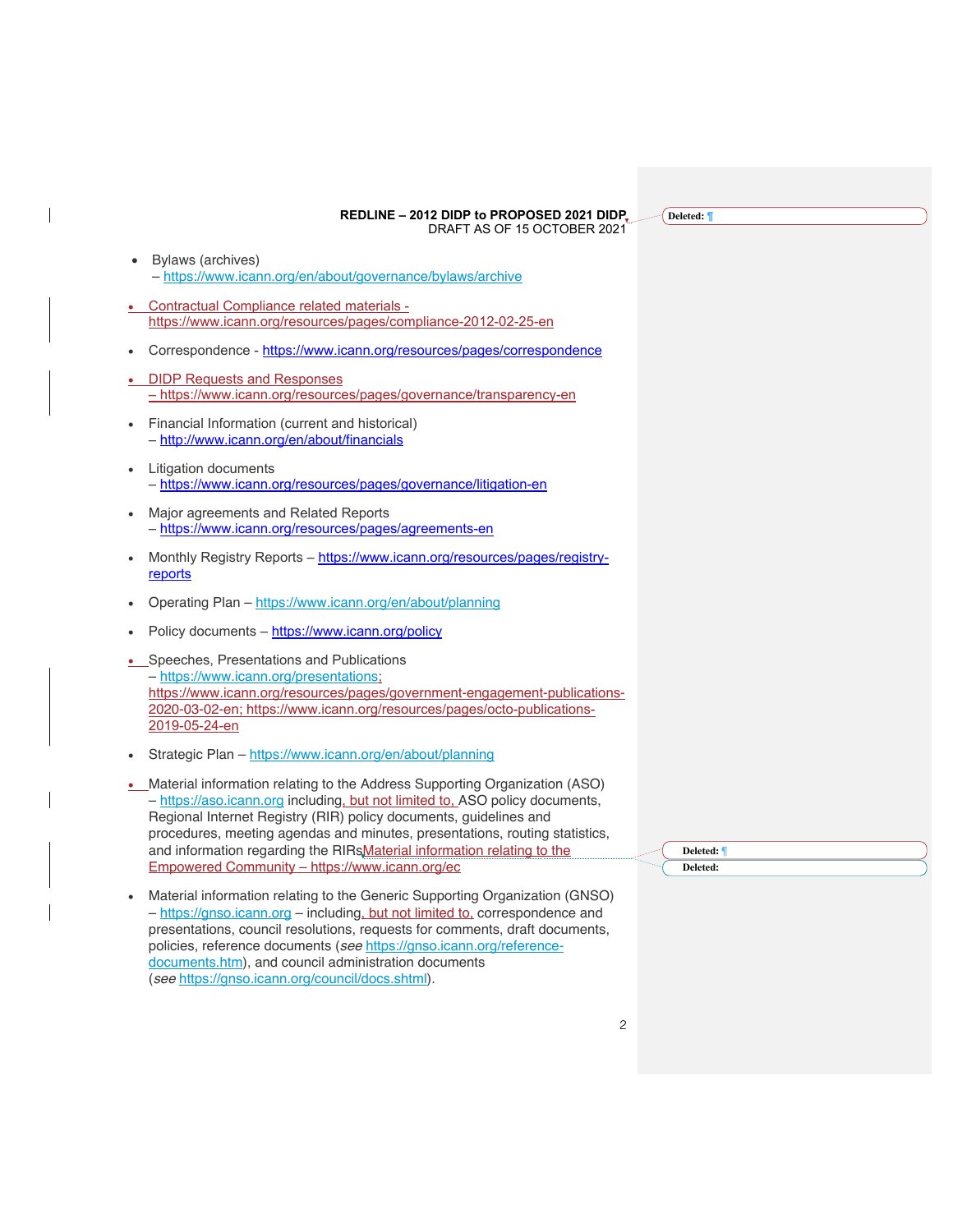- Bylaws (archives)
  – https://www.icann.org/en/about/governance/bylaws/archive

- Contractual Compliance related materials - https://www.icann.org/resources/pages/compliance-2012-02-25-en

- Correspondence - https://www.icann.org/resources/pages/correspondence

- DIDP Requests and Responses
  – https://www.icann.org/resources/pages/governance/transparency-en

- Financial Information (current and historical)
  – http://www.icann.org/en/about/financials

- Litigation documents
  – https://www.icann.org/resources/pages/governance/litigation-en

- Major agreements and Related Reports
  – https://www.icann.org/resources/pages/agreements-en

- Monthly Registry Reports – https://www.icann.org/resources/pages/registry-reports

- Operating Plan – https://www.icann.org/en/about/planning

- Policy documents – https://www.icann.org/policy

- Speeches, Presentations and Publications
  – https://www.icann.org/presentations; https://www.icann.org/resources/pages/government-engagement-publications-2020-03-02-en; https://www.icann.org/resources/pages/octo-publications-2019-05-24-en

- Strategic Plan – https://www.icann.org/en/about/planning

- Material information relating to the Address Supporting Organization (ASO) – https://aso.icann.org including, but not limited to, ASO policy documents, Regional Internet Registry (RIR) policy documents, guidelines and procedures, meeting agendas and minutes, presentations, routing statistics, and information regarding the RIRsMaterial information relating to the Empowered Community – https://www.icann.org/ec

- Material information relating to the Generic Supporting Organization (GNSO) – https://gnso.icann.org – including, but not limited to, correspondence and presentations, council resolutions, requests for comments, draft documents, policies, reference documents (*see* https://gnso.icann.org/reference-documents.htm), and council administration documents (*see* https://gnso.icann.org/council/docs.shtml).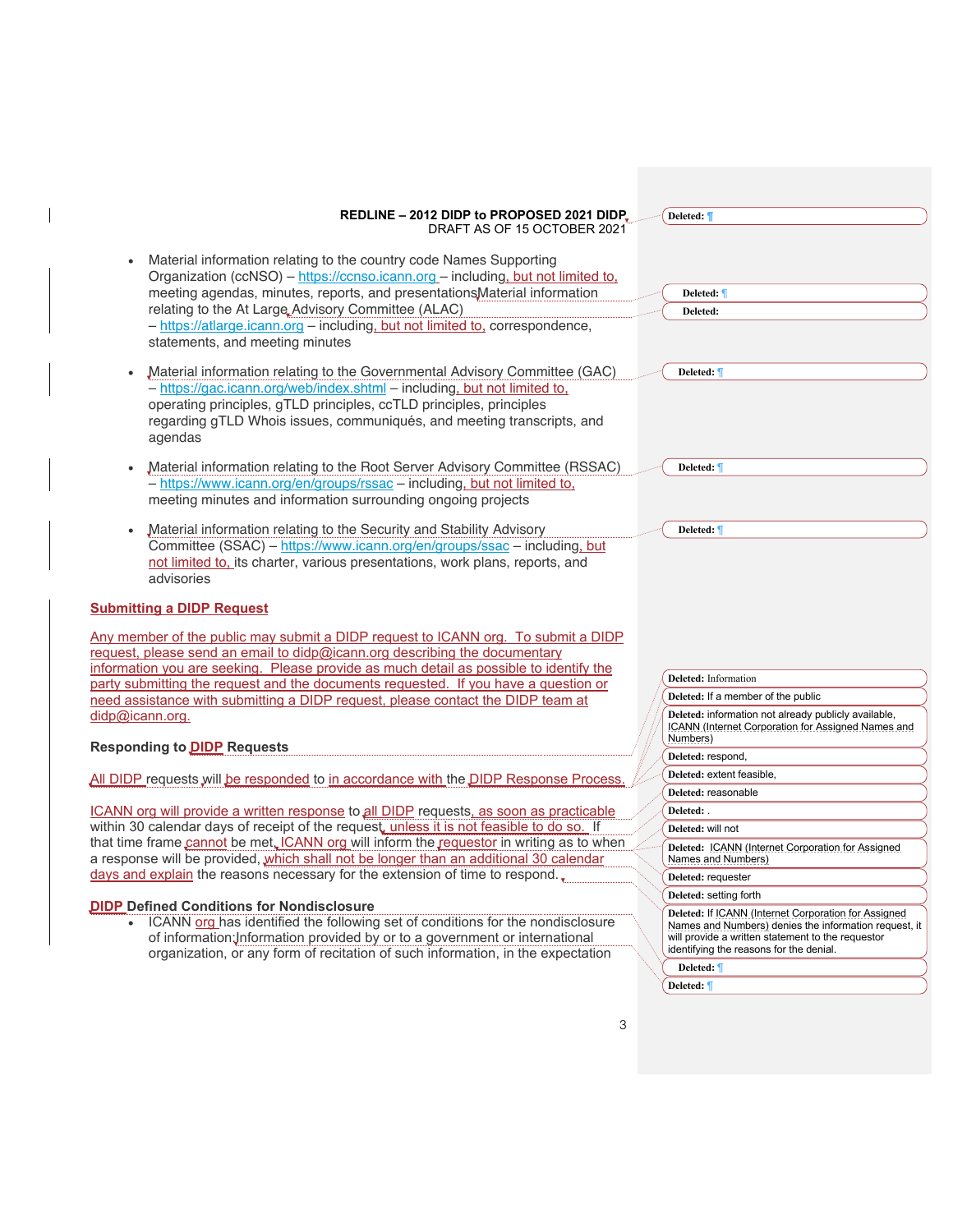- Material information relating to the country code Names Supporting Organization (ccNSO) – https://ccnso.icann.org – including, but not limited to, meeting agendas, minutes, reports, and presentations

- Material information relating to the At Large Advisory Committee (ALAC) – https://atlarge.icann.org – including, but not limited to, correspondence, statements, and meeting minutes

- Material information relating to the Governmental Advisory Committee (GAC) – https://gac.icann.org/web/index.shtml – including, but not limited to, operating principles, gTLD principles, ccTLD principles, principles regarding gTLD Whois issues, communiqués, and meeting transcripts, and agendas

- Material information relating to the Root Server Advisory Committee (RSSAC) – https://www.icann.org/en/groups/rssac – including, but not limited to, meeting minutes and information surrounding ongoing projects

- Material information relating to the Security and Stability Advisory Committee (SSAC) – https://www.icann.org/en/groups/ssac – including, but not limited to, its charter, various presentations, work plans, reports, and advisories

## Submitting a DIDP Request

Any member of the public may submit a DIDP request to ICANN org. To submit a DIDP request, please send an email to didp@icann.org describing the documentary information you are seeking. Please provide as much detail as possible to identify the party submitting the request and the documents requested. If you have a question or need assistance with submitting a DIDP request, please contact the DIDP team at didp@icann.org.

## Responding to DIDP Requests

All DIDP requests will be responded to in accordance with the DIDP Response Process.

ICANN org will provide a written response to all DIDP requests, as soon as practicable within 30 calendar days of receipt of the request, unless it is not feasible to do so. If that time frame cannot be met, ICANN org will inform the requestor in writing as to when a response will be provided, which shall not be longer than an additional 30 calendar days and explain the reasons necessary for the extension of time to respond.

## DIDP Defined Conditions for Nondisclosure

- ICANN org has identified the following set of conditions for the nondisclosure of information:Information provided by or to a government or international organization, or any form of recitation of such information, in the expectation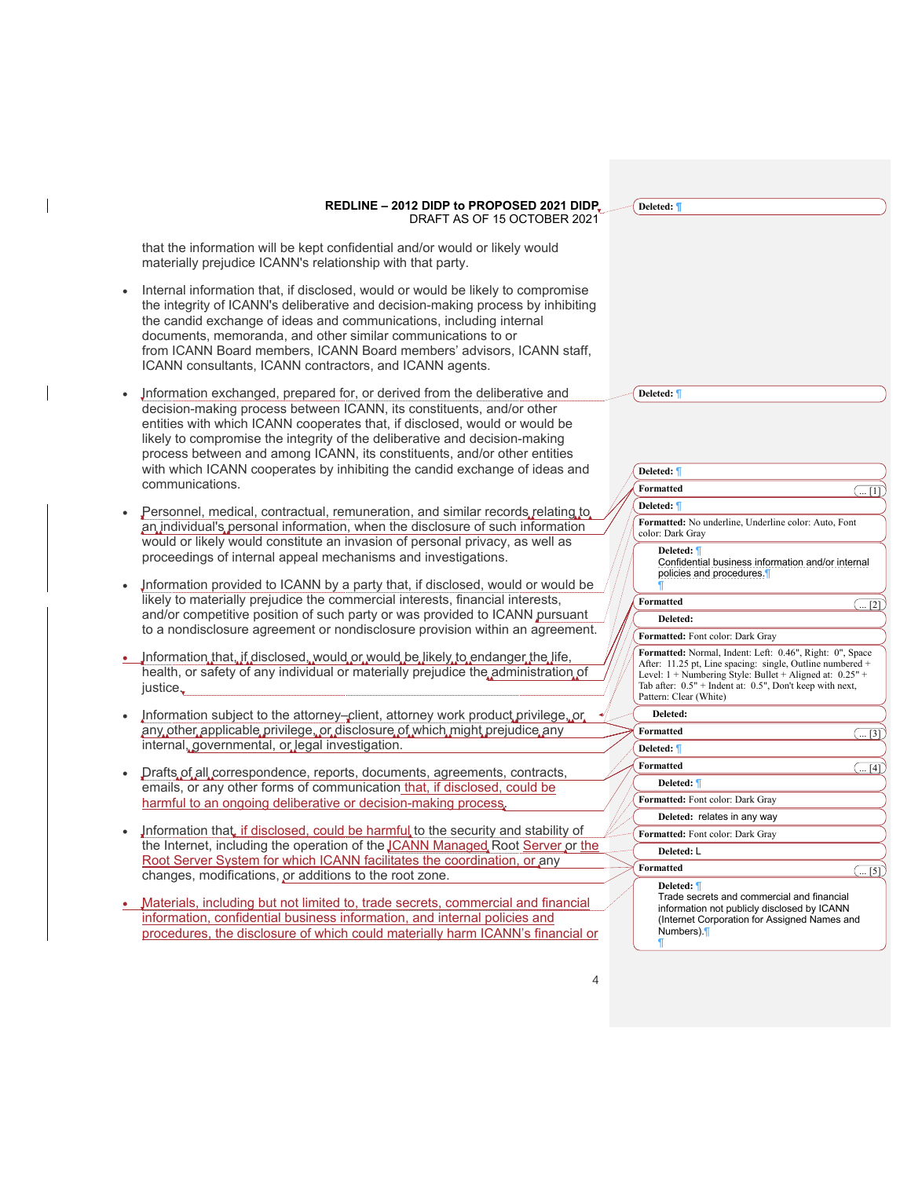that the information will be kept confidential and/or would or likely would materially prejudice ICANN's relationship with that party.

- Internal information that, if disclosed, would or would be likely to compromise the integrity of ICANN's deliberative and decision-making process by inhibiting the candid exchange of ideas and communications, including internal documents, memoranda, and other similar communications to or from ICANN Board members, ICANN Board members' advisors, ICANN staff, ICANN consultants, ICANN contractors, and ICANN agents.
- Information exchanged, prepared for, or derived from the deliberative and decision-making process between ICANN, its constituents, and/or other entities with which ICANN cooperates that, if disclosed, would or would be likely to compromise the integrity of the deliberative and decision-making process between and among ICANN, its constituents, and/or other entities with which ICANN cooperates by inhibiting the candid exchange of ideas and communications.
- Personnel, medical, contractual, remuneration, and similar records relating to an individual's personal information, when the disclosure of such information would or likely would constitute an invasion of personal privacy, as well as proceedings of internal appeal mechanisms and investigations.
- Information provided to ICANN by a party that, if disclosed, would or would be likely to materially prejudice the commercial interests, financial interests, and/or competitive position of such party or was provided to ICANN pursuant to a nondisclosure agreement or nondisclosure provision within an agreement.
- Information that, if disclosed, would or would be likely to endanger the life, health, or safety of any individual or materially prejudice the administration of justice.
- Information subject to the attorney–client, attorney work product privilege, or any other applicable privilege, or disclosure of which might prejudice any internal, governmental, or legal investigation.
- Drafts of all correspondence, reports, documents, agreements, contracts, emails, or any other forms of communication that, if disclosed, could be harmful to an ongoing deliberative or decision-making process.
- Information that, if disclosed, could be harmful to the security and stability of the Internet, including the operation of the ICANN Managed Root Server or the Root Server System for which ICANN facilitates the coordination, or any changes, modifications, or additions to the root zone.
- Materials, including but not limited to, trade secrets, commercial and financial information, confidential business information, and internal policies and procedures, the disclosure of which could materially harm ICANN's financial or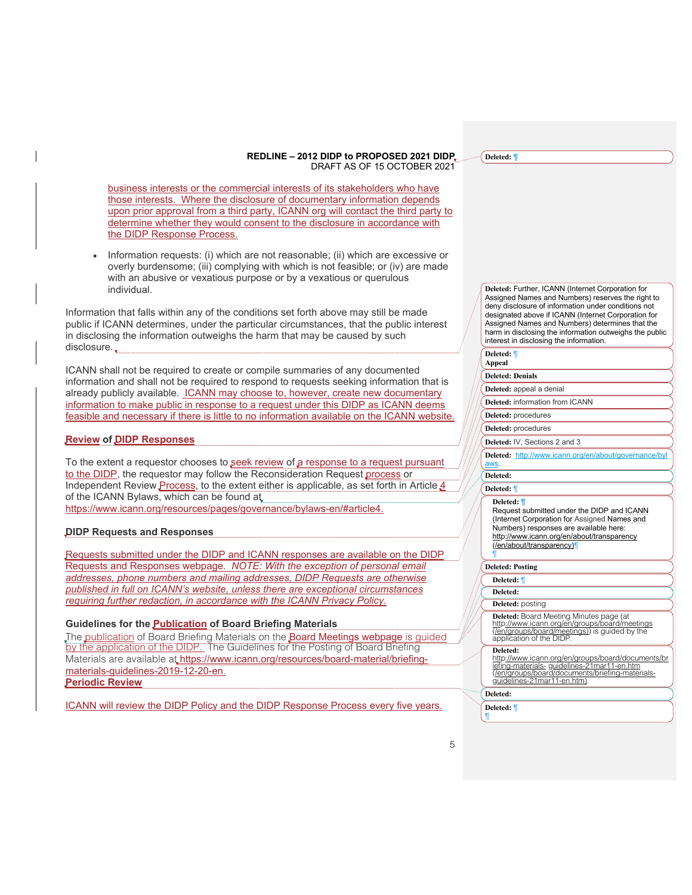business interests or the commercial interests of its stakeholders who have those interests. Where the disclosure of documentary information depends upon prior approval from a third party, ICANN org will contact the third party to determine whether they would consent to the disclosure in accordance with the DIDP Response Process.

- Information requests: (i) which are not reasonable; (ii) which are excessive or overly burdensome; (iii) complying with which is not feasible; or (iv) are made with an abusive or vexatious purpose or by a vexatious or querulous individual.

Information that falls within any of the conditions set forth above may still be made public if ICANN determines, under the particular circumstances, that the public interest in disclosing the information outweighs the harm that may be caused by such disclosure.

ICANN shall not be required to create or compile summaries of any documented information and shall not be required to respond to requests seeking information that is already publicly available. ICANN may choose to, however, create new documentary information to make public in response to a request under this DIDP as ICANN deems feasible and necessary if there is little to no information available on the ICANN website.

**Review of DIDP Responses**

To the extent a requestor chooses to seek review of a response to a request pursuant to the DIDP, the requestor may follow the Reconsideration Request process or Independent Review Process, to the extent either is applicable, as set forth in Article 4 of the ICANN Bylaws, which can be found at https://www.icann.org/resources/pages/governance/bylaws-en/#article4.

**DIDP Requests and Responses**

Requests submitted under the DIDP and ICANN responses are available on the DIDP Requests and Responses webpage. *NOTE: With the exception of personal email addresses, phone numbers and mailing addresses, DIDP Requests are otherwise published in full on ICANN's website, unless there are exceptional circumstances requiring further redaction, in accordance with the ICANN Privacy Policy.*

**Guidelines for the Publication of Board Briefing Materials**

The publication of Board Briefing Materials on the Board Meetings webpage is guided by the application of the DIDP. The Guidelines for the Posting of Board Briefing Materials are available at https://www.icann.org/resources/board-material/briefing-materials-guidelines-2019-12-20-en.

**Periodic Review**

ICANN will review the DIDP Policy and the DIDP Response Process every five years.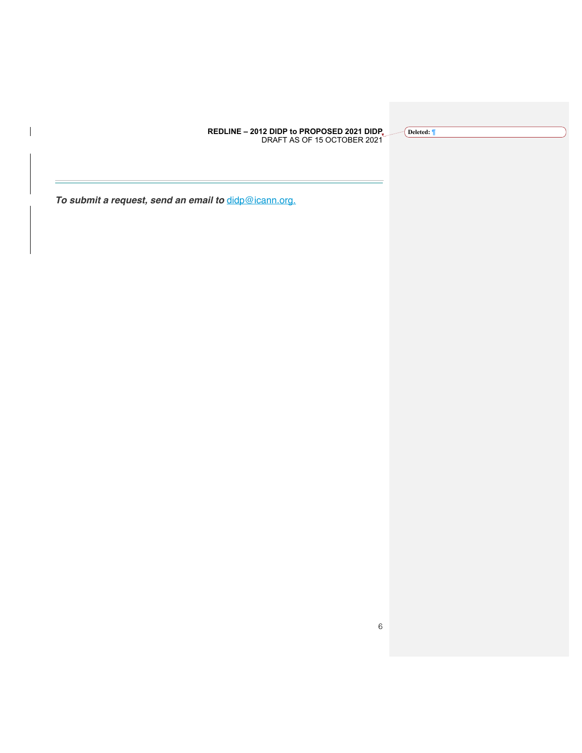***To submit a request, send an email to*** [didp@icann.org.](mailto:didp@icann.org)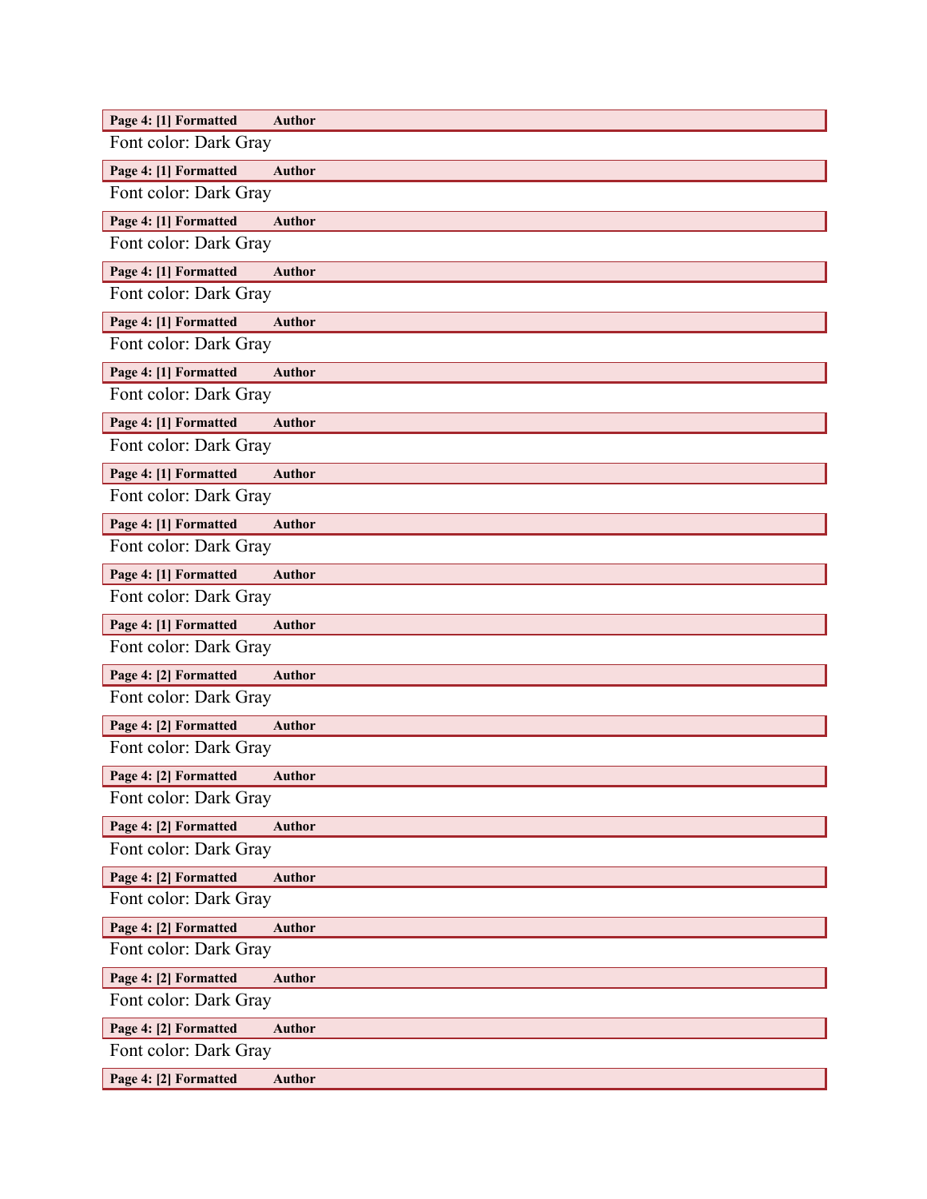**Page 4: [1] Formatted Author**

Font color: Dark Gray

**Page 4: [1] Formatted Author**

Font color: Dark Gray

**Page 4: [1] Formatted Author**

Font color: Dark Gray

**Page 4: [1] Formatted Author**

Font color: Dark Gray

**Page 4: [1] Formatted Author**

Font color: Dark Gray

**Page 4: [1] Formatted Author**

Font color: Dark Gray

**Page 4: [1] Formatted Author**

Font color: Dark Gray

**Page 4: [1] Formatted Author**

Font color: Dark Gray

**Page 4: [1] Formatted Author**

Font color: Dark Gray

**Page 4: [1] Formatted Author**

Font color: Dark Gray

**Page 4: [1] Formatted Author**

Font color: Dark Gray

**Page 4: [2] Formatted Author**

Font color: Dark Gray

**Page 4: [2] Formatted Author**

Font color: Dark Gray

**Page 4: [2] Formatted Author**

Font color: Dark Gray

**Page 4: [2] Formatted Author**

Font color: Dark Gray

**Page 4: [2] Formatted Author**

Font color: Dark Gray

**Page 4: [2] Formatted Author**

Font color: Dark Gray

**Page 4: [2] Formatted Author**

Font color: Dark Gray

**Page 4: [2] Formatted Author**

Font color: Dark Gray

**Page 4: [2] Formatted Author**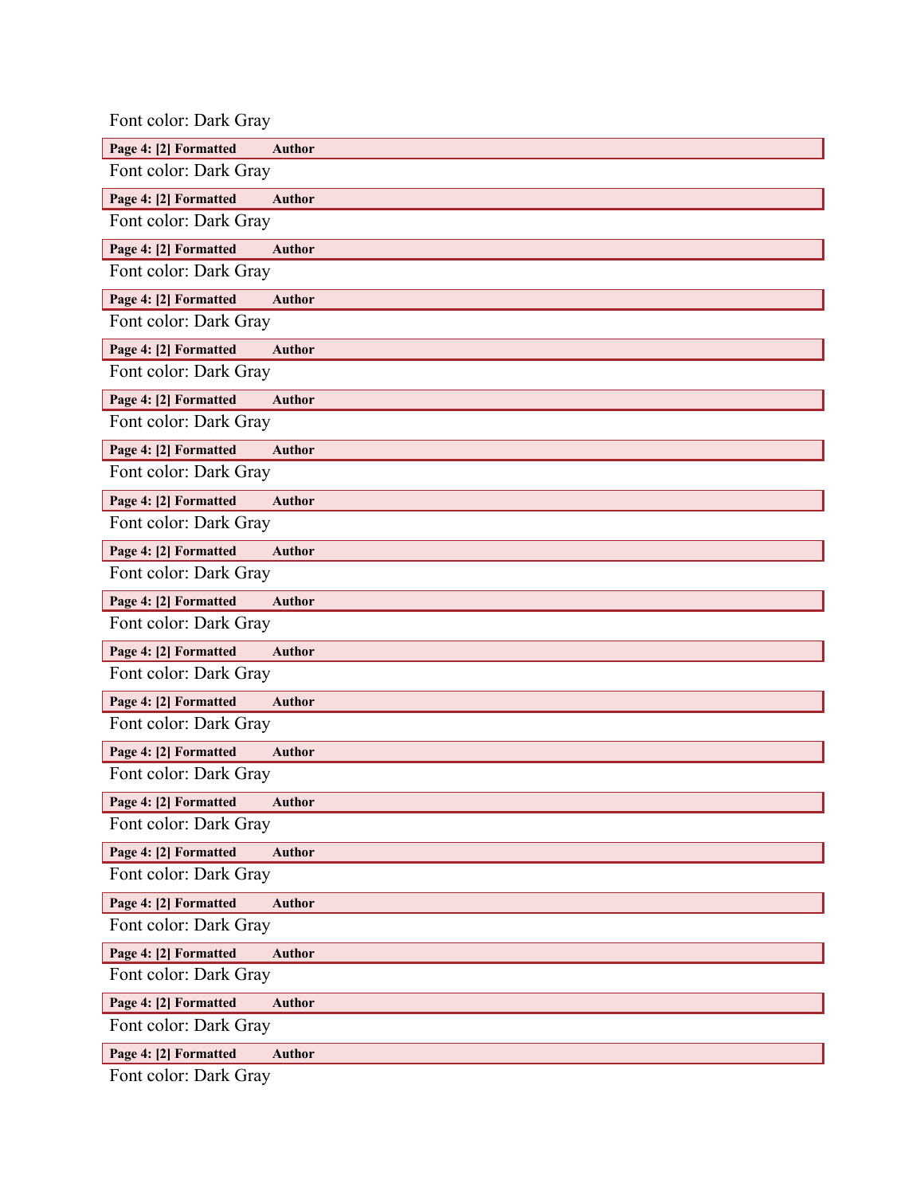Font color: Dark Gray

**Page 4: [2] Formatted Author**

Font color: Dark Gray

**Page 4: [2] Formatted Author**

Font color: Dark Gray

**Page 4: [2] Formatted Author**

Font color: Dark Gray

**Page 4: [2] Formatted Author**

Font color: Dark Gray

**Page 4: [2] Formatted Author**

Font color: Dark Gray

**Page 4: [2] Formatted Author**

Font color: Dark Gray

**Page 4: [2] Formatted Author**

Font color: Dark Gray

**Page 4: [2] Formatted Author**

Font color: Dark Gray

**Page 4: [2] Formatted Author**

Font color: Dark Gray

**Page 4: [2] Formatted Author**

Font color: Dark Gray

**Page 4: [2] Formatted Author**

Font color: Dark Gray

**Page 4: [2] Formatted Author**

Font color: Dark Gray

**Page 4: [2] Formatted Author**

Font color: Dark Gray

**Page 4: [2] Formatted Author**

Font color: Dark Gray

**Page 4: [2] Formatted Author**

Font color: Dark Gray

**Page 4: [2] Formatted Author**

Font color: Dark Gray

**Page 4: [2] Formatted Author**

Font color: Dark Gray

**Page 4: [2] Formatted Author**

Font color: Dark Gray

**Page 4: [2] Formatted Author**

Font color: Dark Gray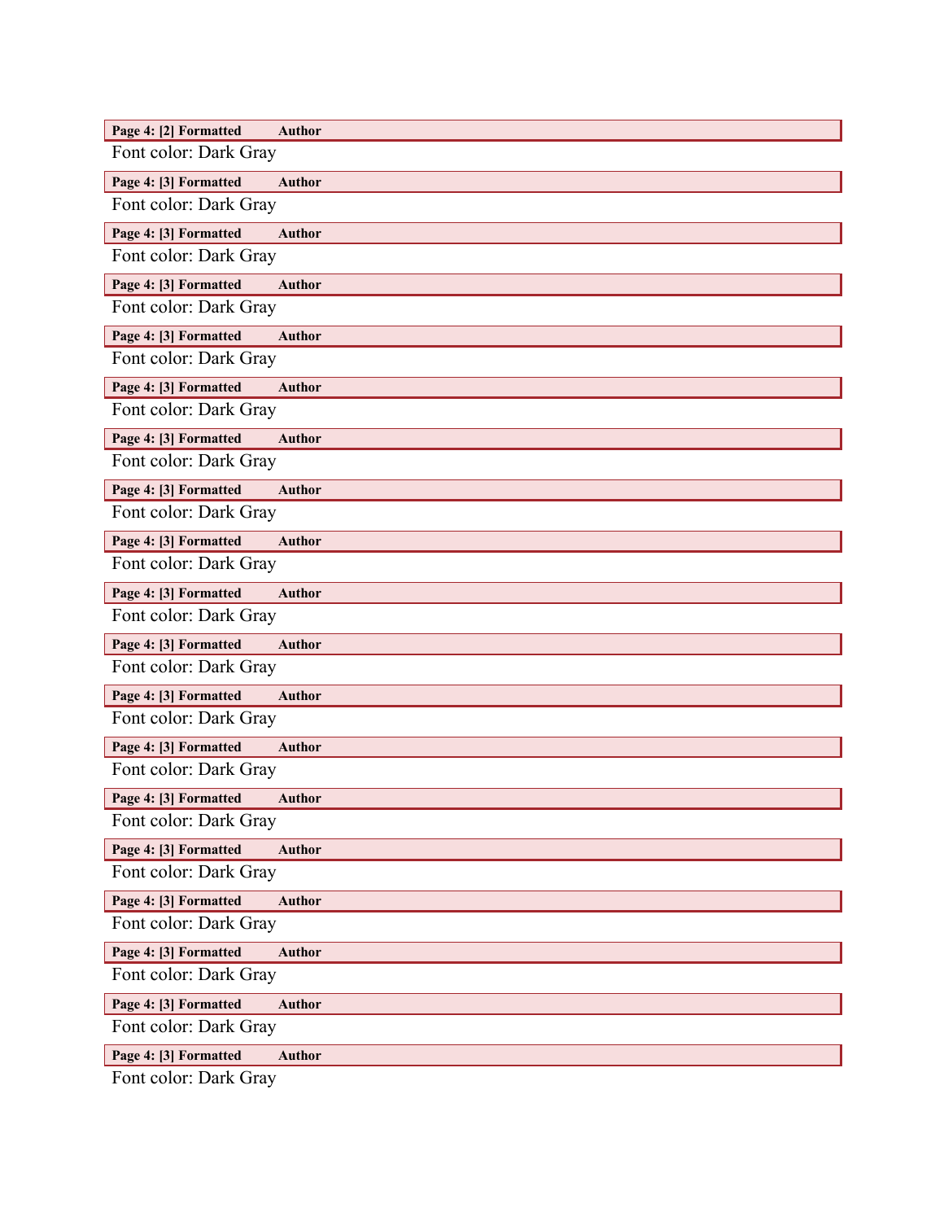**Page 4: [2] Formatted Author**

Font color: Dark Gray

**Page 4: [3] Formatted Author**

Font color: Dark Gray

**Page 4: [3] Formatted Author**

Font color: Dark Gray

**Page 4: [3] Formatted Author**

Font color: Dark Gray

**Page 4: [3] Formatted Author**

Font color: Dark Gray

**Page 4: [3] Formatted Author**

Font color: Dark Gray

**Page 4: [3] Formatted Author**

Font color: Dark Gray

**Page 4: [3] Formatted Author**

Font color: Dark Gray

**Page 4: [3] Formatted Author**

Font color: Dark Gray

**Page 4: [3] Formatted Author**

Font color: Dark Gray

**Page 4: [3] Formatted Author**

Font color: Dark Gray

**Page 4: [3] Formatted Author**

Font color: Dark Gray

**Page 4: [3] Formatted Author**

Font color: Dark Gray

**Page 4: [3] Formatted Author**

Font color: Dark Gray

**Page 4: [3] Formatted Author**

Font color: Dark Gray

**Page 4: [3] Formatted Author**

Font color: Dark Gray

**Page 4: [3] Formatted Author**

Font color: Dark Gray

**Page 4: [3] Formatted Author**

Font color: Dark Gray

**Page 4: [3] Formatted Author**

Font color: Dark Gray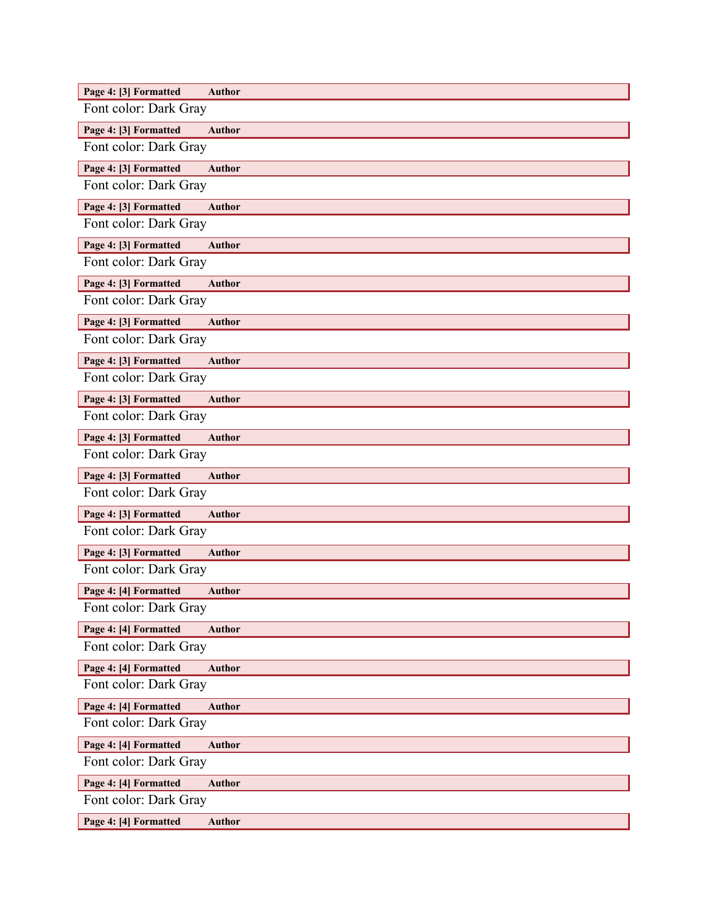**Page 4: [3] Formatted    Author**

Font color: Dark Gray

**Page 4: [3] Formatted    Author**

Font color: Dark Gray

**Page 4: [3] Formatted    Author**

Font color: Dark Gray

**Page 4: [3] Formatted    Author**

Font color: Dark Gray

**Page 4: [3] Formatted    Author**

Font color: Dark Gray

**Page 4: [3] Formatted    Author**

Font color: Dark Gray

**Page 4: [3] Formatted    Author**

Font color: Dark Gray

**Page 4: [3] Formatted    Author**

Font color: Dark Gray

**Page 4: [3] Formatted    Author**

Font color: Dark Gray

**Page 4: [3] Formatted    Author**

Font color: Dark Gray

**Page 4: [3] Formatted    Author**

Font color: Dark Gray

**Page 4: [3] Formatted    Author**

Font color: Dark Gray

**Page 4: [3] Formatted    Author**

Font color: Dark Gray

**Page 4: [4] Formatted    Author**

Font color: Dark Gray

**Page 4: [4] Formatted    Author**

Font color: Dark Gray

**Page 4: [4] Formatted    Author**

Font color: Dark Gray

**Page 4: [4] Formatted    Author**

Font color: Dark Gray

**Page 4: [4] Formatted    Author**

Font color: Dark Gray

**Page 4: [4] Formatted    Author**

Font color: Dark Gray

**Page 4: [4] Formatted    Author**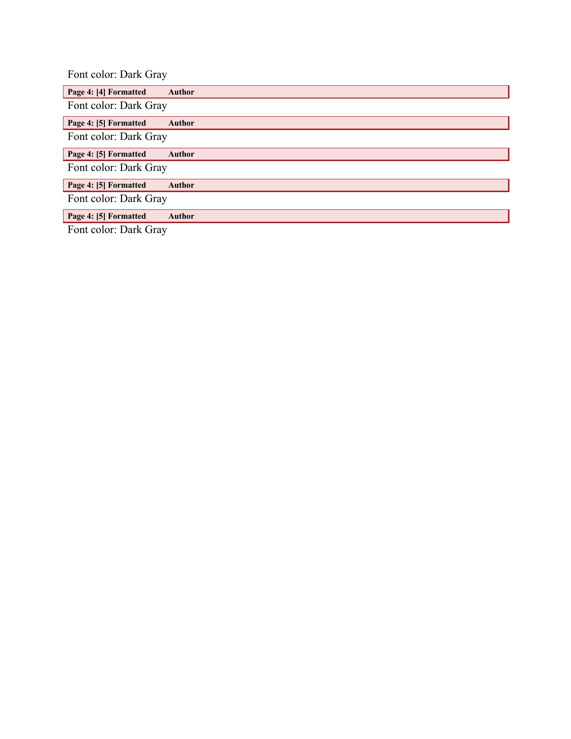Font color: Dark Gray

**Page 4: [4] Formatted Author**

Font color: Dark Gray

**Page 4: [5] Formatted Author**

Font color: Dark Gray

**Page 4: [5] Formatted Author**

Font color: Dark Gray

**Page 4: [5] Formatted Author**

Font color: Dark Gray

**Page 4: [5] Formatted Author**

Font color: Dark Gray